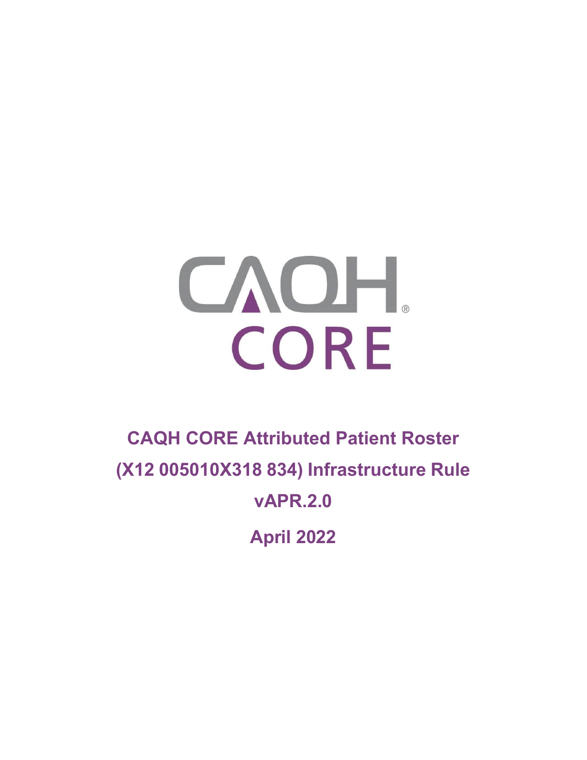CAQH®
CORE

# CAQH CORE Attributed Patient Roster (X12 005010X318 834) Infrastructure Rule

## vAPR.2.0

## April 2022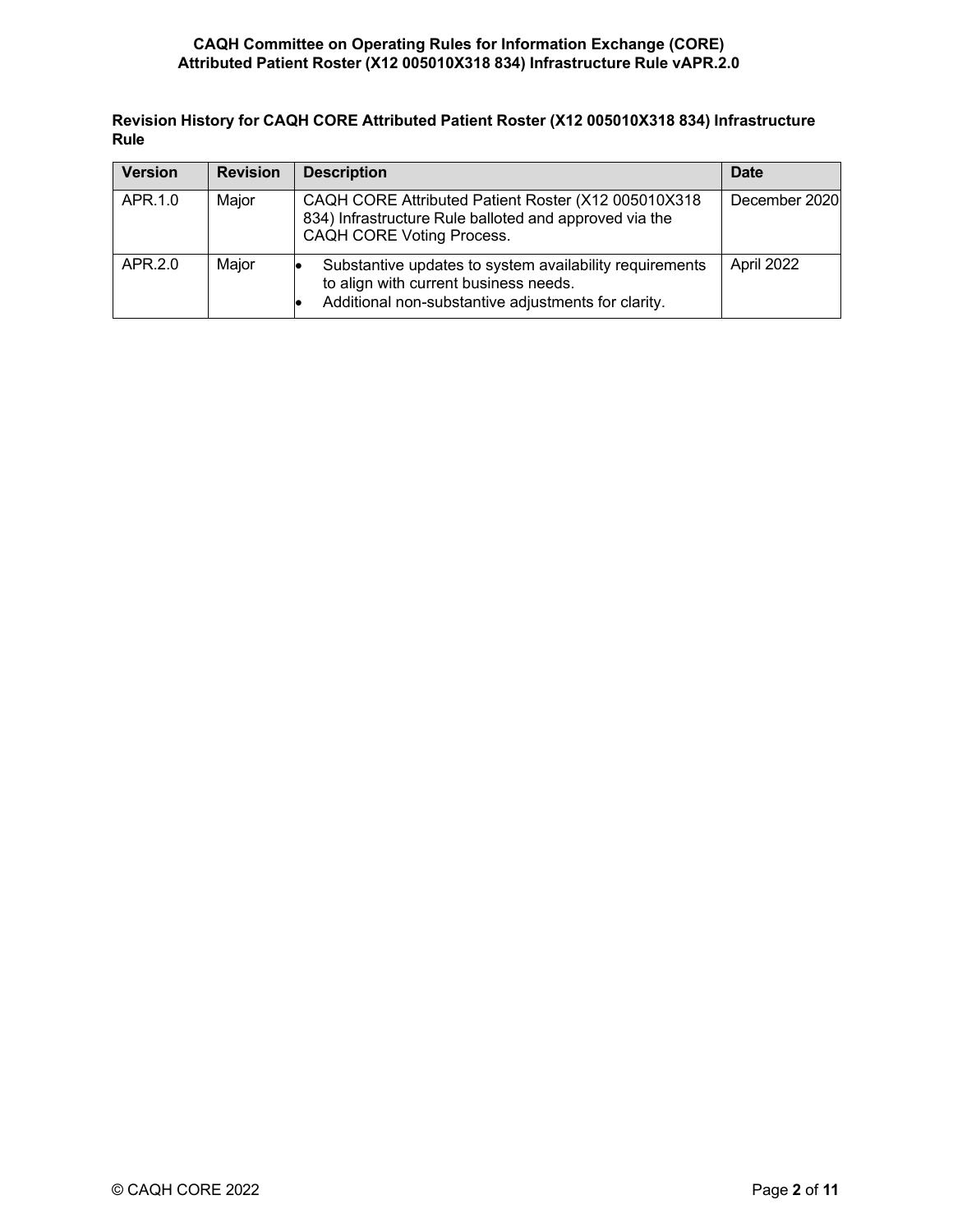**Revision History for CAQH CORE Attributed Patient Roster (X12 005010X318 834) Infrastructure Rule**

| Version | Revision | Description | Date |
|---|---|---|---|
| APR.1.0 | Major | CAQH CORE Attributed Patient Roster (X12 005010X318 834) Infrastructure Rule balloted and approved via the CAQH CORE Voting Process. | December 2020 |
| APR.2.0 | Major | • Substantive updates to system availability requirements to align with current business needs.<br>• Additional non-substantive adjustments for clarity. | April 2022 |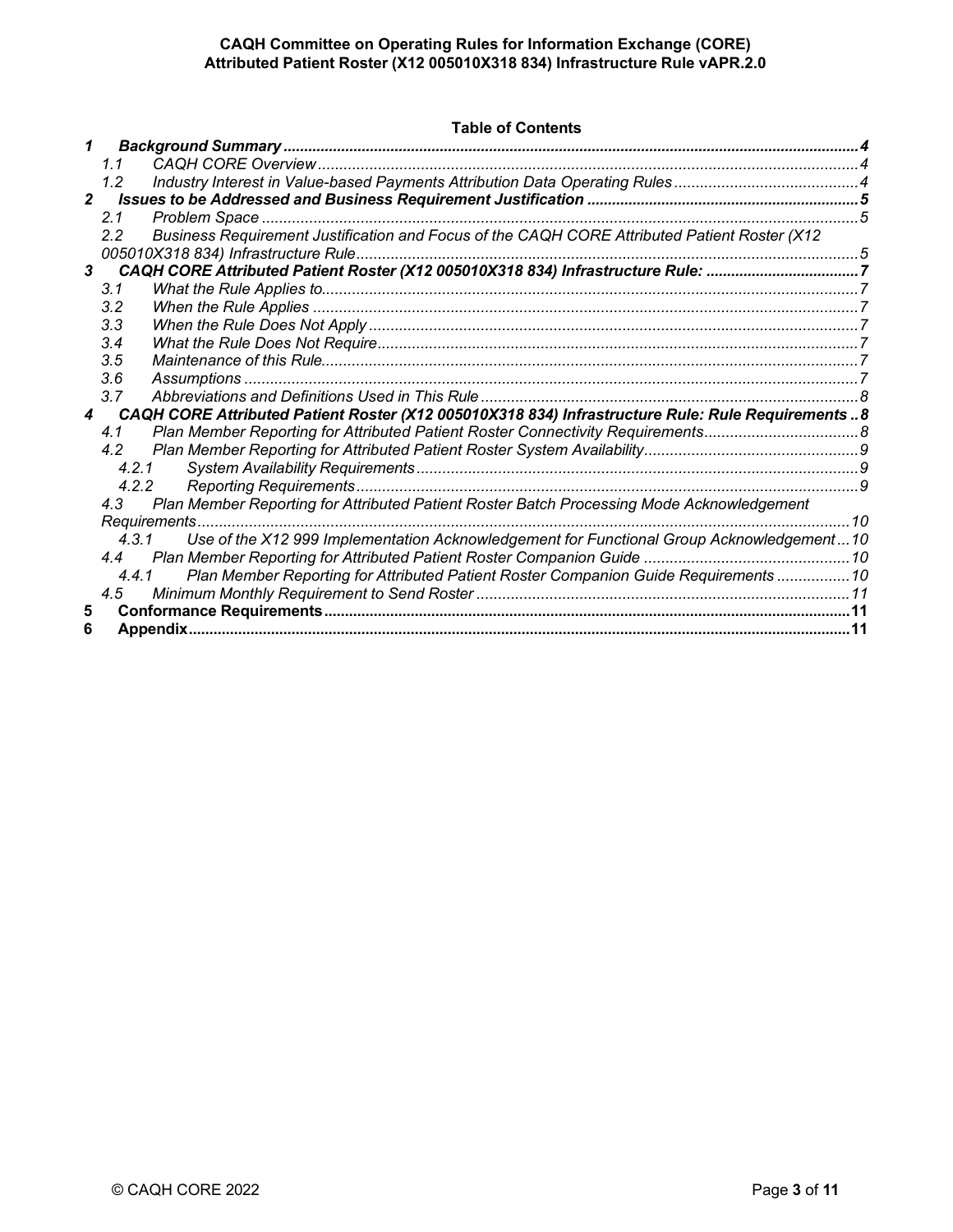**Table of Contents**

- ***1 Background Summary ....... 4***
  - *1.1 CAQH CORE Overview ....... 4*
  - *1.2 Industry Interest in Value-based Payments Attribution Data Operating Rules ....... 4*
- ***2 Issues to be Addressed and Business Requirement Justification ....... 5***
  - *2.1 Problem Space ....... 5*
  - *2.2 Business Requirement Justification and Focus of the CAQH CORE Attributed Patient Roster (X12 005010X318 834) Infrastructure Rule ....... 5*
- ***3 CAQH CORE Attributed Patient Roster (X12 005010X318 834) Infrastructure Rule: ....... 7***
  - *3.1 What the Rule Applies to ....... 7*
  - *3.2 When the Rule Applies ....... 7*
  - *3.3 When the Rule Does Not Apply ....... 7*
  - *3.4 What the Rule Does Not Require ....... 7*
  - *3.5 Maintenance of this Rule ....... 7*
  - *3.6 Assumptions ....... 7*
  - *3.7 Abbreviations and Definitions Used in This Rule ....... 8*
- ***4 CAQH CORE Attributed Patient Roster (X12 005010X318 834) Infrastructure Rule: Rule Requirements ....... 8***
  - *4.1 Plan Member Reporting for Attributed Patient Roster Connectivity Requirements ....... 8*
  - *4.2 Plan Member Reporting for Attributed Patient Roster System Availability ....... 9*
    - *4.2.1 System Availability Requirements ....... 9*
    - *4.2.2 Reporting Requirements ....... 9*
  - *4.3 Plan Member Reporting for Attributed Patient Roster Batch Processing Mode Acknowledgement Requirements ....... 10*
    - *4.3.1 Use of the X12 999 Implementation Acknowledgement for Functional Group Acknowledgement ....... 10*
  - *4.4 Plan Member Reporting for Attributed Patient Roster Companion Guide ....... 10*
    - *4.4.1 Plan Member Reporting for Attributed Patient Roster Companion Guide Requirements ....... 10*
  - *4.5 Minimum Monthly Requirement to Send Roster ....... 11*
- **5 Conformance Requirements ....... 11**
- **6 Appendix ....... 11**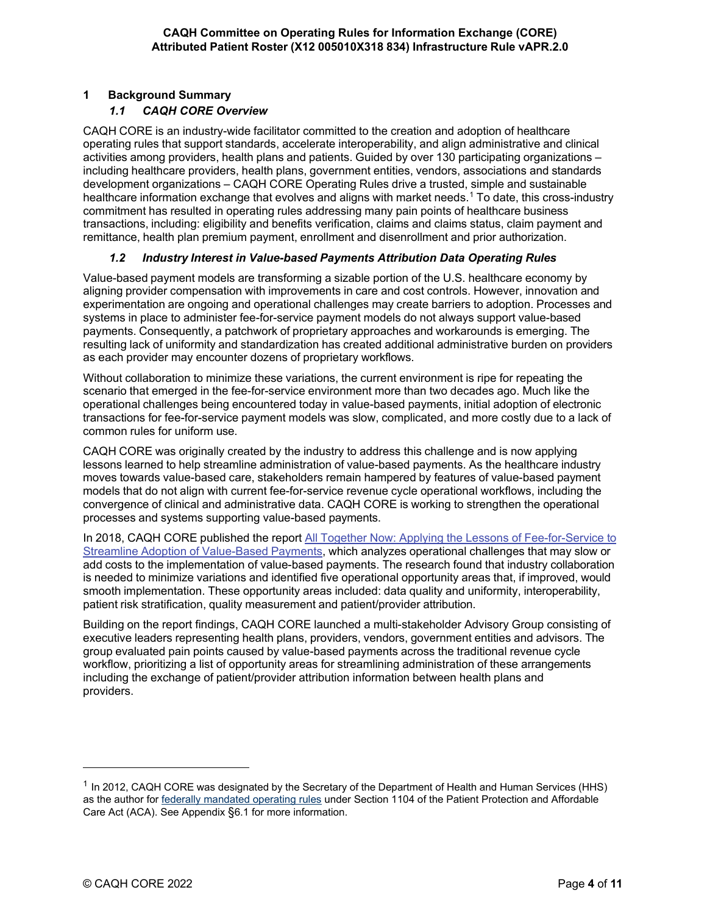## 1 Background Summary

### *1.1 CAQH CORE Overview*

CAQH CORE is an industry-wide facilitator committed to the creation and adoption of healthcare operating rules that support standards, accelerate interoperability, and align administrative and clinical activities among providers, health plans and patients. Guided by over 130 participating organizations – including healthcare providers, health plans, government entities, vendors, associations and standards development organizations – CAQH CORE Operating Rules drive a trusted, simple and sustainable healthcare information exchange that evolves and aligns with market needs.[1] To date, this cross-industry commitment has resulted in operating rules addressing many pain points of healthcare business transactions, including: eligibility and benefits verification, claims and claims status, claim payment and remittance, health plan premium payment, enrollment and disenrollment and prior authorization.

### *1.2 Industry Interest in Value-based Payments Attribution Data Operating Rules*

Value-based payment models are transforming a sizable portion of the U.S. healthcare economy by aligning provider compensation with improvements in care and cost controls. However, innovation and experimentation are ongoing and operational challenges may create barriers to adoption. Processes and systems in place to administer fee-for-service payment models do not always support value-based payments. Consequently, a patchwork of proprietary approaches and workarounds is emerging. The resulting lack of uniformity and standardization has created additional administrative burden on providers as each provider may encounter dozens of proprietary workflows.

Without collaboration to minimize these variations, the current environment is ripe for repeating the scenario that emerged in the fee-for-service environment more than two decades ago. Much like the operational challenges being encountered today in value-based payments, initial adoption of electronic transactions for fee-for-service payment models was slow, complicated, and more costly due to a lack of common rules for uniform use.

CAQH CORE was originally created by the industry to address this challenge and is now applying lessons learned to help streamline administration of value-based payments. As the healthcare industry moves towards value-based care, stakeholders remain hampered by features of value-based payment models that do not align with current fee-for-service revenue cycle operational workflows, including the convergence of clinical and administrative data. CAQH CORE is working to strengthen the operational processes and systems supporting value-based payments.

In 2018, CAQH CORE published the report All Together Now: Applying the Lessons of Fee-for-Service to Streamline Adoption of Value-Based Payments, which analyzes operational challenges that may slow or add costs to the implementation of value-based payments. The research found that industry collaboration is needed to minimize variations and identified five operational opportunity areas that, if improved, would smooth implementation. These opportunity areas included: data quality and uniformity, interoperability, patient risk stratification, quality measurement and patient/provider attribution.

Building on the report findings, CAQH CORE launched a multi-stakeholder Advisory Group consisting of executive leaders representing health plans, providers, vendors, government entities and advisors. The group evaluated pain points caused by value-based payments across the traditional revenue cycle workflow, prioritizing a list of opportunity areas for streamlining administration of these arrangements including the exchange of patient/provider attribution information between health plans and providers.

---

[1] In 2012, CAQH CORE was designated by the Secretary of the Department of Health and Human Services (HHS) as the author for federally mandated operating rules under Section 1104 of the Patient Protection and Affordable Care Act (ACA). See Appendix §6.1 for more information.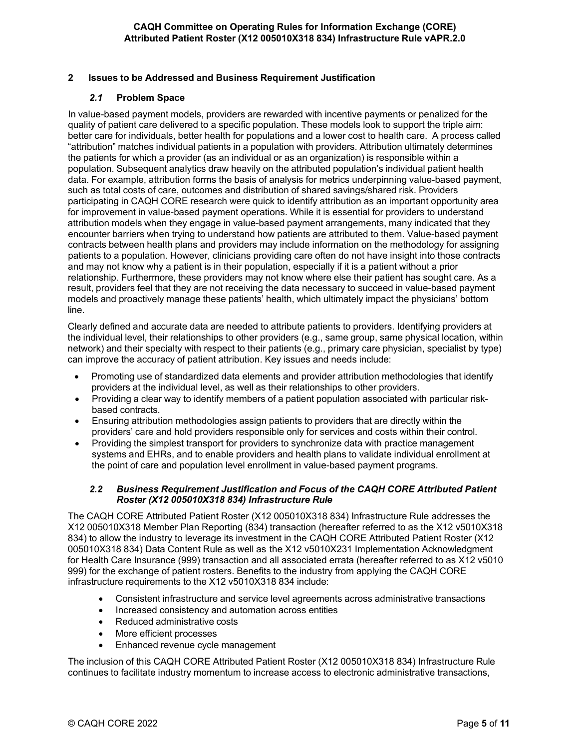## 2 Issues to be Addressed and Business Requirement Justification

### *2.1* Problem Space

In value-based payment models, providers are rewarded with incentive payments or penalized for the quality of patient care delivered to a specific population. These models look to support the triple aim: better care for individuals, better health for populations and a lower cost to health care. A process called "attribution" matches individual patients in a population with providers. Attribution ultimately determines the patients for which a provider (as an individual or as an organization) is responsible within a population. Subsequent analytics draw heavily on the attributed population's individual patient health data. For example, attribution forms the basis of analysis for metrics underpinning value-based payment, such as total costs of care, outcomes and distribution of shared savings/shared risk. Providers participating in CAQH CORE research were quick to identify attribution as an important opportunity area for improvement in value-based payment operations. While it is essential for providers to understand attribution models when they engage in value-based payment arrangements, many indicated that they encounter barriers when trying to understand how patients are attributed to them. Value-based payment contracts between health plans and providers may include information on the methodology for assigning patients to a population. However, clinicians providing care often do not have insight into those contracts and may not know why a patient is in their population, especially if it is a patient without a prior relationship. Furthermore, these providers may not know where else their patient has sought care. As a result, providers feel that they are not receiving the data necessary to succeed in value-based payment models and proactively manage these patients' health, which ultimately impact the physicians' bottom line.

Clearly defined and accurate data are needed to attribute patients to providers. Identifying providers at the individual level, their relationships to other providers (e.g., same group, same physical location, within network) and their specialty with respect to their patients (e.g., primary care physician, specialist by type) can improve the accuracy of patient attribution. Key issues and needs include:

- Promoting use of standardized data elements and provider attribution methodologies that identify providers at the individual level, as well as their relationships to other providers.
- Providing a clear way to identify members of a patient population associated with particular risk-based contracts.
- Ensuring attribution methodologies assign patients to providers that are directly within the providers' care and hold providers responsible only for services and costs within their control.
- Providing the simplest transport for providers to synchronize data with practice management systems and EHRs, and to enable providers and health plans to validate individual enrollment at the point of care and population level enrollment in value-based payment programs.

### *2.2 Business Requirement Justification and Focus of the CAQH CORE Attributed Patient Roster (X12 005010X318 834) Infrastructure Rule*

The CAQH CORE Attributed Patient Roster (X12 005010X318 834) Infrastructure Rule addresses the X12 005010X318 Member Plan Reporting (834) transaction (hereafter referred to as the X12 v5010X318 834) to allow the industry to leverage its investment in the CAQH CORE Attributed Patient Roster (X12 005010X318 834) Data Content Rule as well as the X12 v5010X231 Implementation Acknowledgment for Health Care Insurance (999) transaction and all associated errata (hereafter referred to as X12 v5010 999) for the exchange of patient rosters. Benefits to the industry from applying the CAQH CORE infrastructure requirements to the X12 v5010X318 834 include:

- Consistent infrastructure and service level agreements across administrative transactions
- Increased consistency and automation across entities
- Reduced administrative costs
- More efficient processes
- Enhanced revenue cycle management

The inclusion of this CAQH CORE Attributed Patient Roster (X12 005010X318 834) Infrastructure Rule continues to facilitate industry momentum to increase access to electronic administrative transactions,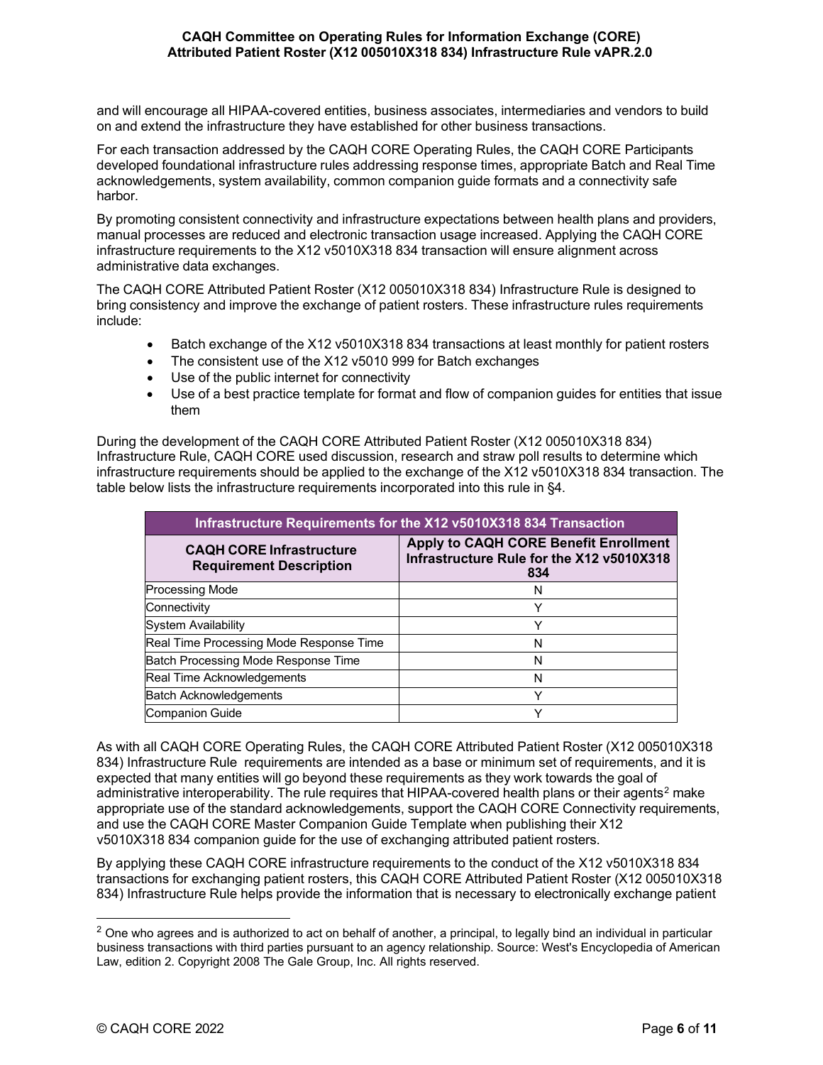and will encourage all HIPAA-covered entities, business associates, intermediaries and vendors to build on and extend the infrastructure they have established for other business transactions.

For each transaction addressed by the CAQH CORE Operating Rules, the CAQH CORE Participants developed foundational infrastructure rules addressing response times, appropriate Batch and Real Time acknowledgements, system availability, common companion guide formats and a connectivity safe harbor.

By promoting consistent connectivity and infrastructure expectations between health plans and providers, manual processes are reduced and electronic transaction usage increased. Applying the CAQH CORE infrastructure requirements to the X12 v5010X318 834 transaction will ensure alignment across administrative data exchanges.

The CAQH CORE Attributed Patient Roster (X12 005010X318 834) Infrastructure Rule is designed to bring consistency and improve the exchange of patient rosters. These infrastructure rules requirements include:

- Batch exchange of the X12 v5010X318 834 transactions at least monthly for patient rosters
- The consistent use of the X12 v5010 999 for Batch exchanges
- Use of the public internet for connectivity
- Use of a best practice template for format and flow of companion guides for entities that issue them

During the development of the CAQH CORE Attributed Patient Roster (X12 005010X318 834) Infrastructure Rule, CAQH CORE used discussion, research and straw poll results to determine which infrastructure requirements should be applied to the exchange of the X12 v5010X318 834 transaction. The table below lists the infrastructure requirements incorporated into this rule in §4.

| Infrastructure Requirements for the X12 v5010X318 834 Transaction | |
|---|---|
| **CAQH CORE Infrastructure Requirement Description** | **Apply to CAQH CORE Benefit Enrollment Infrastructure Rule for the X12 v5010X318 834** |
| Processing Mode | N |
| Connectivity | Y |
| System Availability | Y |
| Real Time Processing Mode Response Time | N |
| Batch Processing Mode Response Time | N |
| Real Time Acknowledgements | N |
| Batch Acknowledgements | Y |
| Companion Guide | Y |

As with all CAQH CORE Operating Rules, the CAQH CORE Attributed Patient Roster (X12 005010X318 834) Infrastructure Rule requirements are intended as a base or minimum set of requirements, and it is expected that many entities will go beyond these requirements as they work towards the goal of administrative interoperability. The rule requires that HIPAA-covered health plans or their agents[2] make appropriate use of the standard acknowledgements, support the CAQH CORE Connectivity requirements, and use the CAQH CORE Master Companion Guide Template when publishing their X12 v5010X318 834 companion guide for the use of exchanging attributed patient rosters.

By applying these CAQH CORE infrastructure requirements to the conduct of the X12 v5010X318 834 transactions for exchanging patient rosters, this CAQH CORE Attributed Patient Roster (X12 005010X318 834) Infrastructure Rule helps provide the information that is necessary to electronically exchange patient

[2] One who agrees and is authorized to act on behalf of another, a principal, to legally bind an individual in particular business transactions with third parties pursuant to an agency relationship. Source: West's Encyclopedia of American Law, edition 2. Copyright 2008 The Gale Group, Inc. All rights reserved.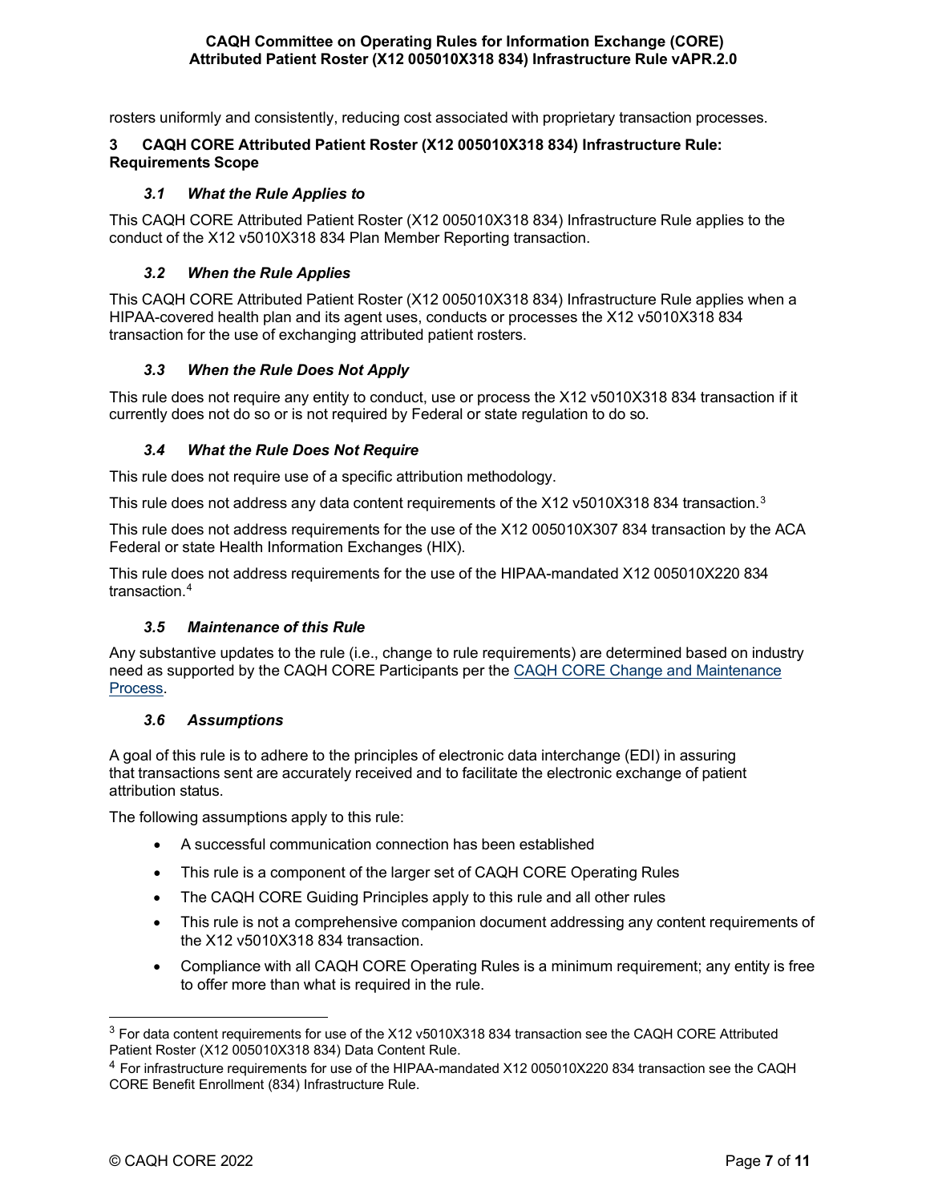rosters uniformly and consistently, reducing cost associated with proprietary transaction processes.

## 3 CAQH CORE Attributed Patient Roster (X12 005010X318 834) Infrastructure Rule: Requirements Scope

### *3.1 What the Rule Applies to*

This CAQH CORE Attributed Patient Roster (X12 005010X318 834) Infrastructure Rule applies to the conduct of the X12 v5010X318 834 Plan Member Reporting transaction.

### *3.2 When the Rule Applies*

This CAQH CORE Attributed Patient Roster (X12 005010X318 834) Infrastructure Rule applies when a HIPAA-covered health plan and its agent uses, conducts or processes the X12 v5010X318 834 transaction for the use of exchanging attributed patient rosters.

### *3.3 When the Rule Does Not Apply*

This rule does not require any entity to conduct, use or process the X12 v5010X318 834 transaction if it currently does not do so or is not required by Federal or state regulation to do so.

### *3.4 What the Rule Does Not Require*

This rule does not require use of a specific attribution methodology.

This rule does not address any data content requirements of the X12 v5010X318 834 transaction.[3]

This rule does not address requirements for the use of the X12 005010X307 834 transaction by the ACA Federal or state Health Information Exchanges (HIX).

This rule does not address requirements for the use of the HIPAA-mandated X12 005010X220 834 transaction.[4]

### *3.5 Maintenance of this Rule*

Any substantive updates to the rule (i.e., change to rule requirements) are determined based on industry need as supported by the CAQH CORE Participants per the [CAQH CORE Change and Maintenance Process](#).

### *3.6 Assumptions*

A goal of this rule is to adhere to the principles of electronic data interchange (EDI) in assuring that transactions sent are accurately received and to facilitate the electronic exchange of patient attribution status.

The following assumptions apply to this rule:

- A successful communication connection has been established
- This rule is a component of the larger set of CAQH CORE Operating Rules
- The CAQH CORE Guiding Principles apply to this rule and all other rules
- This rule is not a comprehensive companion document addressing any content requirements of the X12 v5010X318 834 transaction.
- Compliance with all CAQH CORE Operating Rules is a minimum requirement; any entity is free to offer more than what is required in the rule.

---

[3] For data content requirements for use of the X12 v5010X318 834 transaction see the CAQH CORE Attributed Patient Roster (X12 005010X318 834) Data Content Rule.

[4] For infrastructure requirements for use of the HIPAA-mandated X12 005010X220 834 transaction see the CAQH CORE Benefit Enrollment (834) Infrastructure Rule.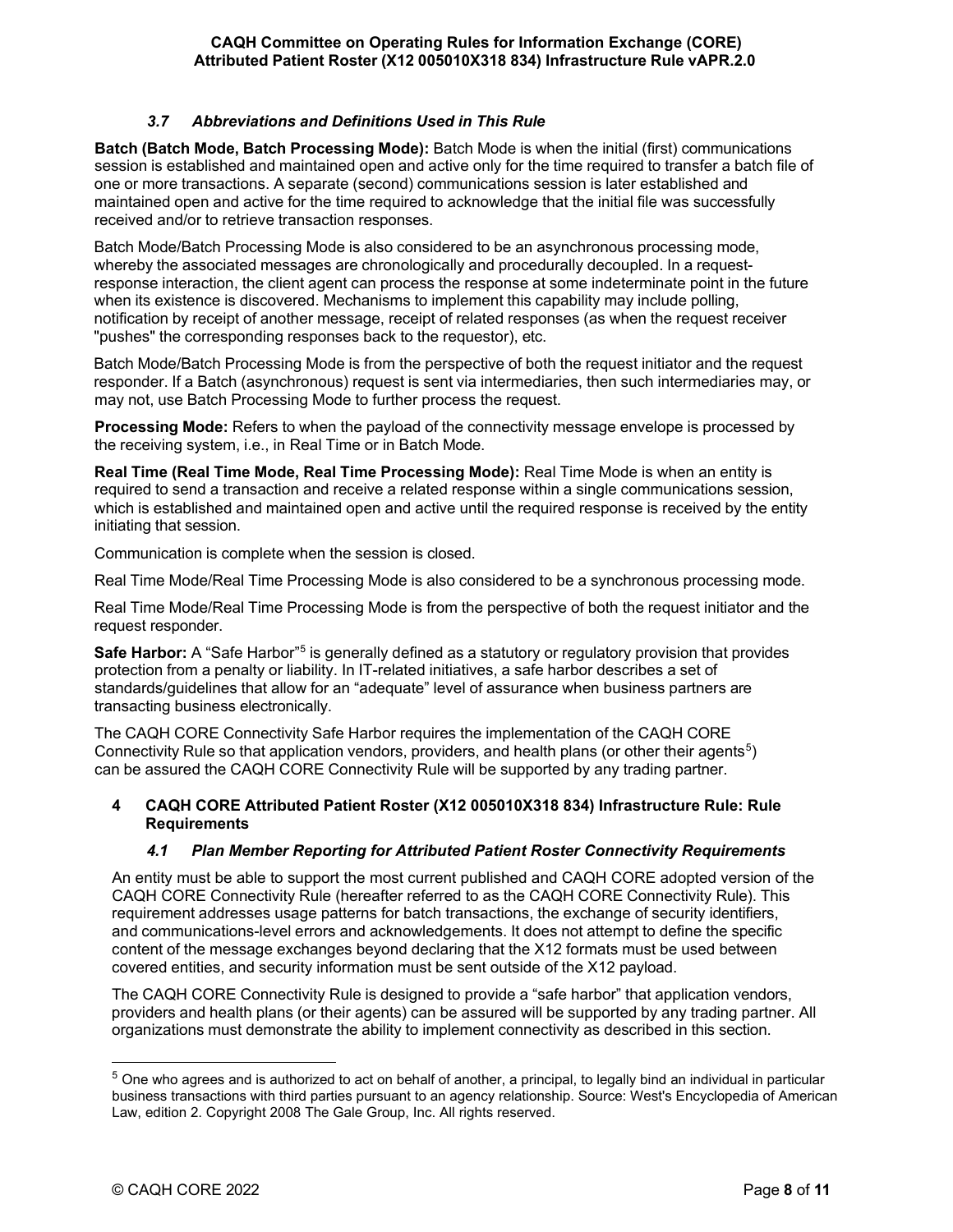### *3.7 Abbreviations and Definitions Used in This Rule*

**Batch (Batch Mode, Batch Processing Mode):** Batch Mode is when the initial (first) communications session is established and maintained open and active only for the time required to transfer a batch file of one or more transactions. A separate (second) communications session is later established and maintained open and active for the time required to acknowledge that the initial file was successfully received and/or to retrieve transaction responses.

Batch Mode/Batch Processing Mode is also considered to be an asynchronous processing mode, whereby the associated messages are chronologically and procedurally decoupled. In a request-response interaction, the client agent can process the response at some indeterminate point in the future when its existence is discovered. Mechanisms to implement this capability may include polling, notification by receipt of another message, receipt of related responses (as when the request receiver "pushes" the corresponding responses back to the requestor), etc.

Batch Mode/Batch Processing Mode is from the perspective of both the request initiator and the request responder. If a Batch (asynchronous) request is sent via intermediaries, then such intermediaries may, or may not, use Batch Processing Mode to further process the request.

**Processing Mode:** Refers to when the payload of the connectivity message envelope is processed by the receiving system, i.e., in Real Time or in Batch Mode.

**Real Time (Real Time Mode, Real Time Processing Mode):** Real Time Mode is when an entity is required to send a transaction and receive a related response within a single communications session, which is established and maintained open and active until the required response is received by the entity initiating that session.

Communication is complete when the session is closed.

Real Time Mode/Real Time Processing Mode is also considered to be a synchronous processing mode.

Real Time Mode/Real Time Processing Mode is from the perspective of both the request initiator and the request responder.

**Safe Harbor:** A "Safe Harbor"[5] is generally defined as a statutory or regulatory provision that provides protection from a penalty or liability. In IT-related initiatives, a safe harbor describes a set of standards/guidelines that allow for an "adequate" level of assurance when business partners are transacting business electronically.

The CAQH CORE Connectivity Safe Harbor requires the implementation of the CAQH CORE Connectivity Rule so that application vendors, providers, and health plans (or other their agents[5]) can be assured the CAQH CORE Connectivity Rule will be supported by any trading partner.

## 4 CAQH CORE Attributed Patient Roster (X12 005010X318 834) Infrastructure Rule: Rule Requirements

### *4.1 Plan Member Reporting for Attributed Patient Roster Connectivity Requirements*

An entity must be able to support the most current published and CAQH CORE adopted version of the CAQH CORE Connectivity Rule (hereafter referred to as the CAQH CORE Connectivity Rule). This requirement addresses usage patterns for batch transactions, the exchange of security identifiers, and communications-level errors and acknowledgements. It does not attempt to define the specific content of the message exchanges beyond declaring that the X12 formats must be used between covered entities, and security information must be sent outside of the X12 payload.

The CAQH CORE Connectivity Rule is designed to provide a "safe harbor" that application vendors, providers and health plans (or their agents) can be assured will be supported by any trading partner. All organizations must demonstrate the ability to implement connectivity as described in this section.

---

[5] One who agrees and is authorized to act on behalf of another, a principal, to legally bind an individual in particular business transactions with third parties pursuant to an agency relationship. Source: West's Encyclopedia of American Law, edition 2. Copyright 2008 The Gale Group, Inc. All rights reserved.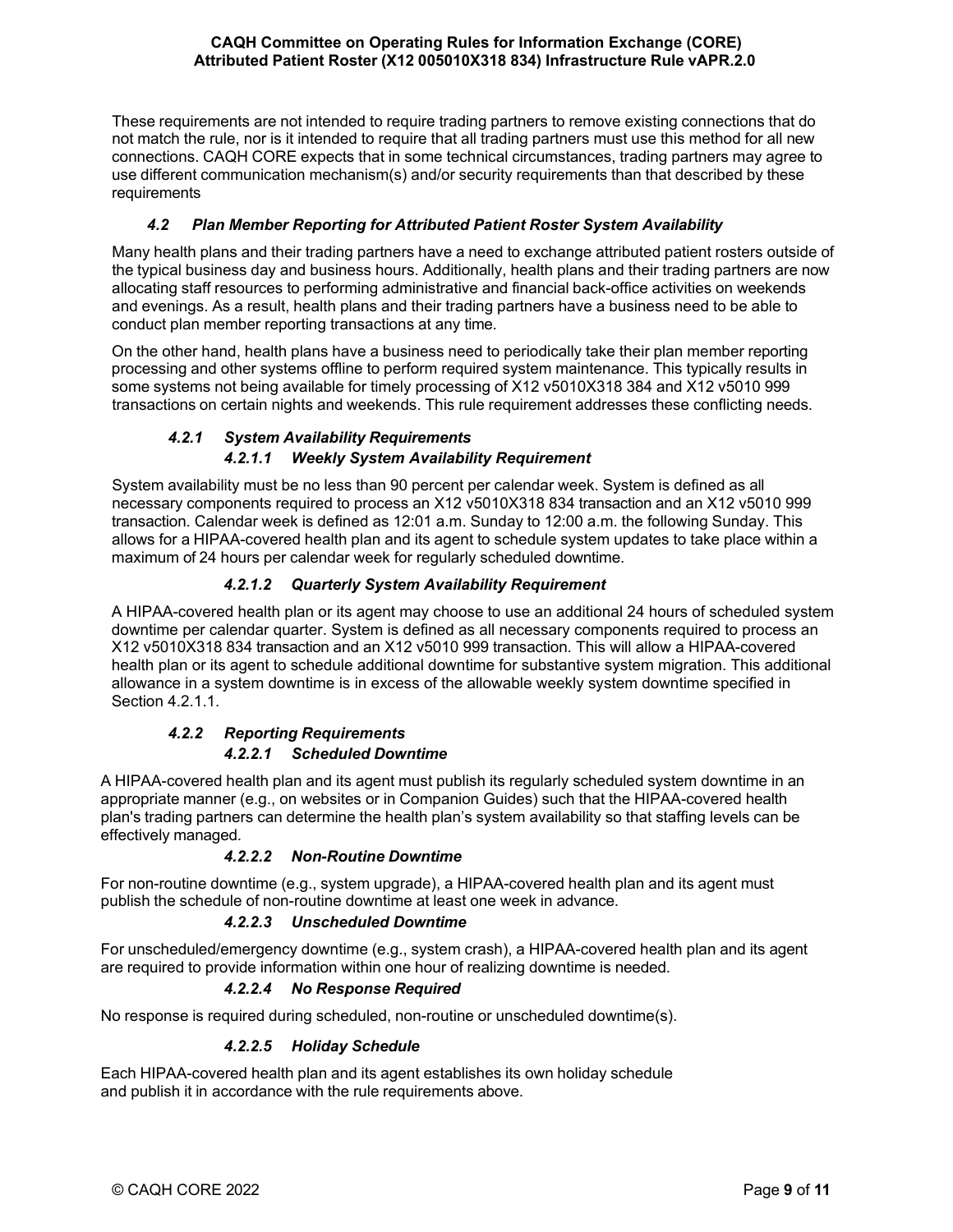These requirements are not intended to require trading partners to remove existing connections that do not match the rule, nor is it intended to require that all trading partners must use this method for all new connections. CAQH CORE expects that in some technical circumstances, trading partners may agree to use different communication mechanism(s) and/or security requirements than that described by these requirements

### *4.2 Plan Member Reporting for Attributed Patient Roster System Availability*

Many health plans and their trading partners have a need to exchange attributed patient rosters outside of the typical business day and business hours. Additionally, health plans and their trading partners are now allocating staff resources to performing administrative and financial back-office activities on weekends and evenings. As a result, health plans and their trading partners have a business need to be able to conduct plan member reporting transactions at any time.

On the other hand, health plans have a business need to periodically take their plan member reporting processing and other systems offline to perform required system maintenance. This typically results in some systems not being available for timely processing of X12 v5010X318 384 and X12 v5010 999 transactions on certain nights and weekends. This rule requirement addresses these conflicting needs.

#### *4.2.1 System Availability Requirements*

##### *4.2.1.1 Weekly System Availability Requirement*

System availability must be no less than 90 percent per calendar week. System is defined as all necessary components required to process an X12 v5010X318 834 transaction and an X12 v5010 999 transaction. Calendar week is defined as 12:01 a.m. Sunday to 12:00 a.m. the following Sunday. This allows for a HIPAA-covered health plan and its agent to schedule system updates to take place within a maximum of 24 hours per calendar week for regularly scheduled downtime.

##### *4.2.1.2 Quarterly System Availability Requirement*

A HIPAA-covered health plan or its agent may choose to use an additional 24 hours of scheduled system downtime per calendar quarter. System is defined as all necessary components required to process an X12 v5010X318 834 transaction and an X12 v5010 999 transaction. This will allow a HIPAA-covered health plan or its agent to schedule additional downtime for substantive system migration. This additional allowance in a system downtime is in excess of the allowable weekly system downtime specified in Section 4.2.1.1.

#### *4.2.2 Reporting Requirements*

##### *4.2.2.1 Scheduled Downtime*

A HIPAA-covered health plan and its agent must publish its regularly scheduled system downtime in an appropriate manner (e.g., on websites or in Companion Guides) such that the HIPAA-covered health plan's trading partners can determine the health plan's system availability so that staffing levels can be effectively managed.

##### *4.2.2.2 Non-Routine Downtime*

For non-routine downtime (e.g., system upgrade), a HIPAA-covered health plan and its agent must publish the schedule of non-routine downtime at least one week in advance.

##### *4.2.2.3 Unscheduled Downtime*

For unscheduled/emergency downtime (e.g., system crash), a HIPAA-covered health plan and its agent are required to provide information within one hour of realizing downtime is needed.

##### *4.2.2.4 No Response Required*

No response is required during scheduled, non-routine or unscheduled downtime(s).

##### *4.2.2.5 Holiday Schedule*

Each HIPAA-covered health plan and its agent establishes its own holiday schedule and publish it in accordance with the rule requirements above.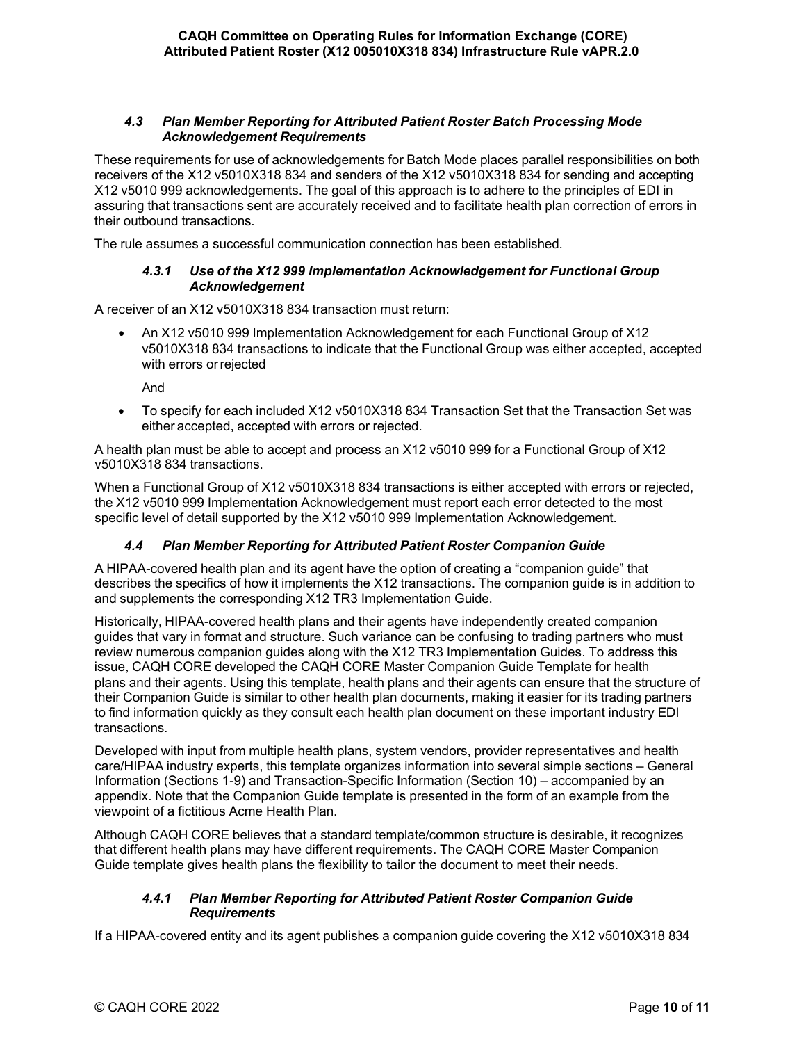### *4.3 Plan Member Reporting for Attributed Patient Roster Batch Processing Mode Acknowledgement Requirements*

These requirements for use of acknowledgements for Batch Mode places parallel responsibilities on both receivers of the X12 v5010X318 834 and senders of the X12 v5010X318 834 for sending and accepting X12 v5010 999 acknowledgements. The goal of this approach is to adhere to the principles of EDI in assuring that transactions sent are accurately received and to facilitate health plan correction of errors in their outbound transactions.

The rule assumes a successful communication connection has been established.

#### *4.3.1 Use of the X12 999 Implementation Acknowledgement for Functional Group Acknowledgement*

A receiver of an X12 v5010X318 834 transaction must return:

- An X12 v5010 999 Implementation Acknowledgement for each Functional Group of X12 v5010X318 834 transactions to indicate that the Functional Group was either accepted, accepted with errors or rejected

  And

- To specify for each included X12 v5010X318 834 Transaction Set that the Transaction Set was either accepted, accepted with errors or rejected.

A health plan must be able to accept and process an X12 v5010 999 for a Functional Group of X12 v5010X318 834 transactions.

When a Functional Group of X12 v5010X318 834 transactions is either accepted with errors or rejected, the X12 v5010 999 Implementation Acknowledgement must report each error detected to the most specific level of detail supported by the X12 v5010 999 Implementation Acknowledgement.

### *4.4 Plan Member Reporting for Attributed Patient Roster Companion Guide*

A HIPAA-covered health plan and its agent have the option of creating a "companion guide" that describes the specifics of how it implements the X12 transactions. The companion guide is in addition to and supplements the corresponding X12 TR3 Implementation Guide.

Historically, HIPAA-covered health plans and their agents have independently created companion guides that vary in format and structure. Such variance can be confusing to trading partners who must review numerous companion guides along with the X12 TR3 Implementation Guides. To address this issue, CAQH CORE developed the CAQH CORE Master Companion Guide Template for health plans and their agents. Using this template, health plans and their agents can ensure that the structure of their Companion Guide is similar to other health plan documents, making it easier for its trading partners to find information quickly as they consult each health plan document on these important industry EDI transactions.

Developed with input from multiple health plans, system vendors, provider representatives and health care/HIPAA industry experts, this template organizes information into several simple sections – General Information (Sections 1-9) and Transaction-Specific Information (Section 10) – accompanied by an appendix. Note that the Companion Guide template is presented in the form of an example from the viewpoint of a fictitious Acme Health Plan.

Although CAQH CORE believes that a standard template/common structure is desirable, it recognizes that different health plans may have different requirements. The CAQH CORE Master Companion Guide template gives health plans the flexibility to tailor the document to meet their needs.

#### *4.4.1 Plan Member Reporting for Attributed Patient Roster Companion Guide Requirements*

If a HIPAA-covered entity and its agent publishes a companion guide covering the X12 v5010X318 834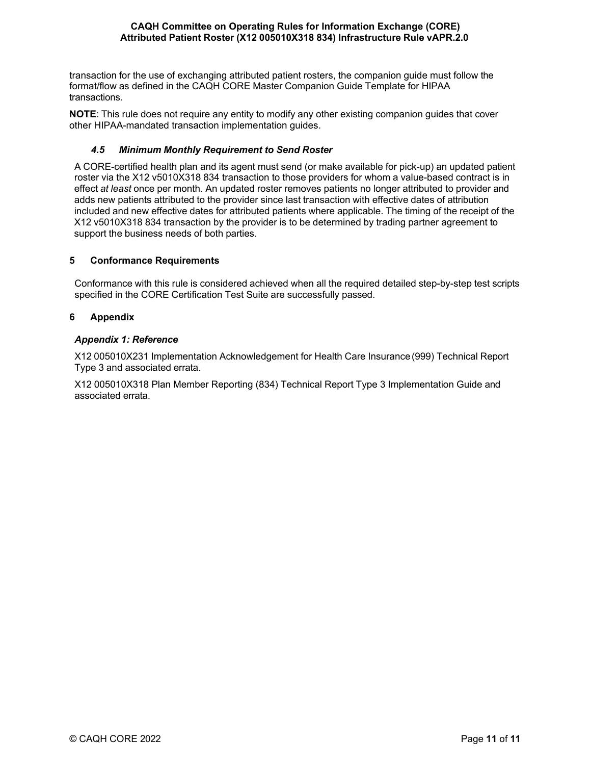transaction for the use of exchanging attributed patient rosters, the companion guide must follow the format/flow as defined in the CAQH CORE Master Companion Guide Template for HIPAA transactions.

**NOTE**: This rule does not require any entity to modify any other existing companion guides that cover other HIPAA-mandated transaction implementation guides.

### *4.5 Minimum Monthly Requirement to Send Roster*

A CORE-certified health plan and its agent must send (or make available for pick-up) an updated patient roster via the X12 v5010X318 834 transaction to those providers for whom a value-based contract is in effect *at least* once per month. An updated roster removes patients no longer attributed to provider and adds new patients attributed to the provider since last transaction with effective dates of attribution included and new effective dates for attributed patients where applicable. The timing of the receipt of the X12 v5010X318 834 transaction by the provider is to be determined by trading partner agreement to support the business needs of both parties.

## 5 Conformance Requirements

Conformance with this rule is considered achieved when all the required detailed step-by-step test scripts specified in the CORE Certification Test Suite are successfully passed.

## 6 Appendix

### *Appendix 1: Reference*

X12 005010X231 Implementation Acknowledgement for Health Care Insurance (999) Technical Report Type 3 and associated errata.

X12 005010X318 Plan Member Reporting (834) Technical Report Type 3 Implementation Guide and associated errata.